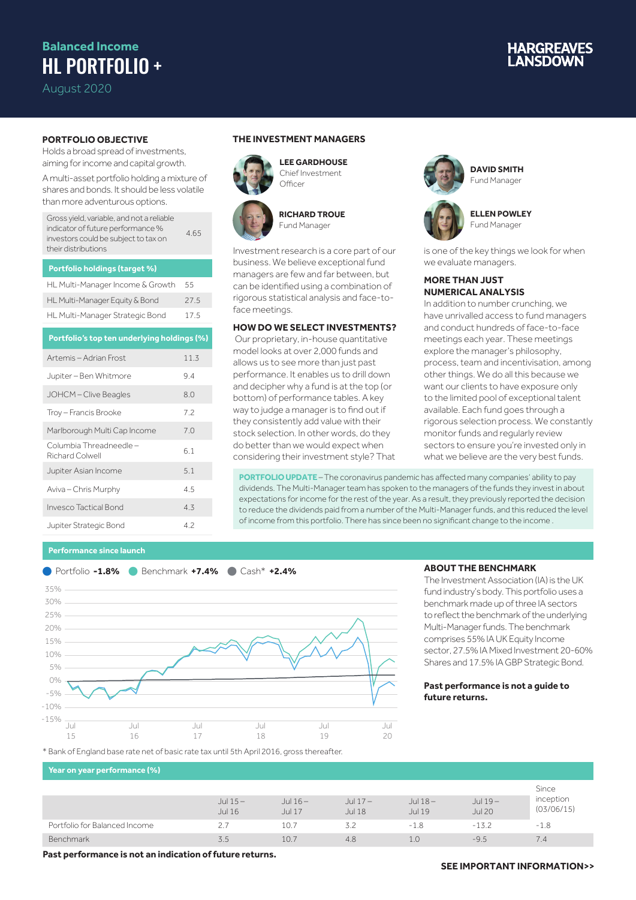## Balanced Income

# HL PORTFOLIO +

August 2020

HARGREAVES LANSDOWN

### PORTFOLIO OBJECTIVE

Holds a broad spread of investments, aiming for income and capital growth.

A multi-asset portfolio holding a mixture of shares and bonds. It should be less volatile than more adventurous options.

| | |
|---|---|
| Gross yield, variable, and not a reliable indicator of future performance % investors could be subject to tax on their distributions | 4.65 |

| Portfolio holdings (target %) | |
|---|---|
| HL Multi-Manager Income & Growth | 55 |
| HL Multi-Manager Equity & Bond | 27.5 |
| HL Multi-Manager Strategic Bond | 17.5 |

| Portfolio's top ten underlying holdings (%) | |
|---|---|
| Artemis – Adrian Frost | 11.3 |
| Jupiter – Ben Whitmore | 9.4 |
| JOHCM – Clive Beagles | 8.0 |
| Troy – Francis Brooke | 7.2 |
| Marlborough Multi Cap Income | 7.0 |
| Columbia Threadneedle – Richard Colwell | 6.1 |
| Jupiter Asian Income | 5.1 |
| Aviva – Chris Murphy | 4.5 |
| Invesco Tactical Bond | 4.3 |
| Jupiter Strategic Bond | 4.2 |

### THE INVESTMENT MANAGERS

**LEE GARDHOUSE**
Chief Investment Officer

**RICHARD TROUE**
Fund Manager

**DAVID SMITH**
Fund Manager

**ELLEN POWLEY**
Fund Manager

Investment research is a core part of our business. We believe exceptional fund managers are few and far between, but can be identified using a combination of rigorous statistical analysis and face-to-face meetings.

### HOW DO WE SELECT INVESTMENTS?

Our proprietary, in-house quantitative model looks at over 2,000 funds and allows us to see more than just past performance. It enables us to drill down and decipher why a fund is at the top (or bottom) of performance tables. A key way to judge a manager is to find out if they consistently add value with their stock selection. In other words, do they do better than we would expect when considering their investment style? That is one of the key things we look for when we evaluate managers.

### MORE THAN JUST NUMERICAL ANALYSIS

In addition to number crunching, we have unrivalled access to fund managers and conduct hundreds of face-to-face meetings each year. These meetings explore the manager's philosophy, process, team and incentivisation, among other things. We do all this because we want our clients to have exposure only to the limited pool of exceptional talent available. Each fund goes through a rigorous selection process. We constantly monitor funds and regularly review sectors to ensure you're invested only in what we believe are the very best funds.

**PORTFOLIO UPDATE** – The coronavirus pandemic has affected many companies' ability to pay dividends. The Multi-Manager team has spoken to the managers of the funds they invest in about expectations for income for the rest of the year. As a result, they previously reported the decision to reduce the dividends paid from a number of the Multi-Manager funds, and this reduced the level of income from this portfolio. There has since been no significant change to the income .

### Performance since launch

Portfolio **-1.8%** Benchmark **+7.4%** Cash* **+2.4%**

35%
30%
25%
20%
15%
10%
5%
0%
-5%
-10%
-15%

Jul 15, Jul 16, Jul 17, Jul 18, Jul 19, Jul 20

\* Bank of England base rate net of basic rate tax until 5th April 2016, gross thereafter.

### ABOUT THE BENCHMARK

The Investment Association (IA) is the UK fund industry's body. This portfolio uses a benchmark made up of three IA sectors to reflect the benchmark of the underlying Multi-Manager funds. The benchmark comprises 55% IA UK Equity Income sector, 27.5% IA Mixed Investment 20-60% Shares and 17.5% IA GBP Strategic Bond.

**Past performance is not a guide to future returns.**

### Year on year performance (%)

| | Jul 15 – Jul 16 | Jul 16 – Jul 17 | Jul 17 – Jul 18 | Jul 18 – Jul 19 | Jul 19 – Jul 20 | Since inception (03/06/15) |
|---|---|---|---|---|---|---|
| Portfolio for Balanced Income | 2.7 | 10.7 | 3.2 | -1.8 | -13.2 | -1.8 |
| Benchmark | 3.5 | 10.7 | 4.8 | 1.0 | -9.5 | 7.4 |

**Past performance is not an indication of future returns.**

**SEE IMPORTANT INFORMATION>>**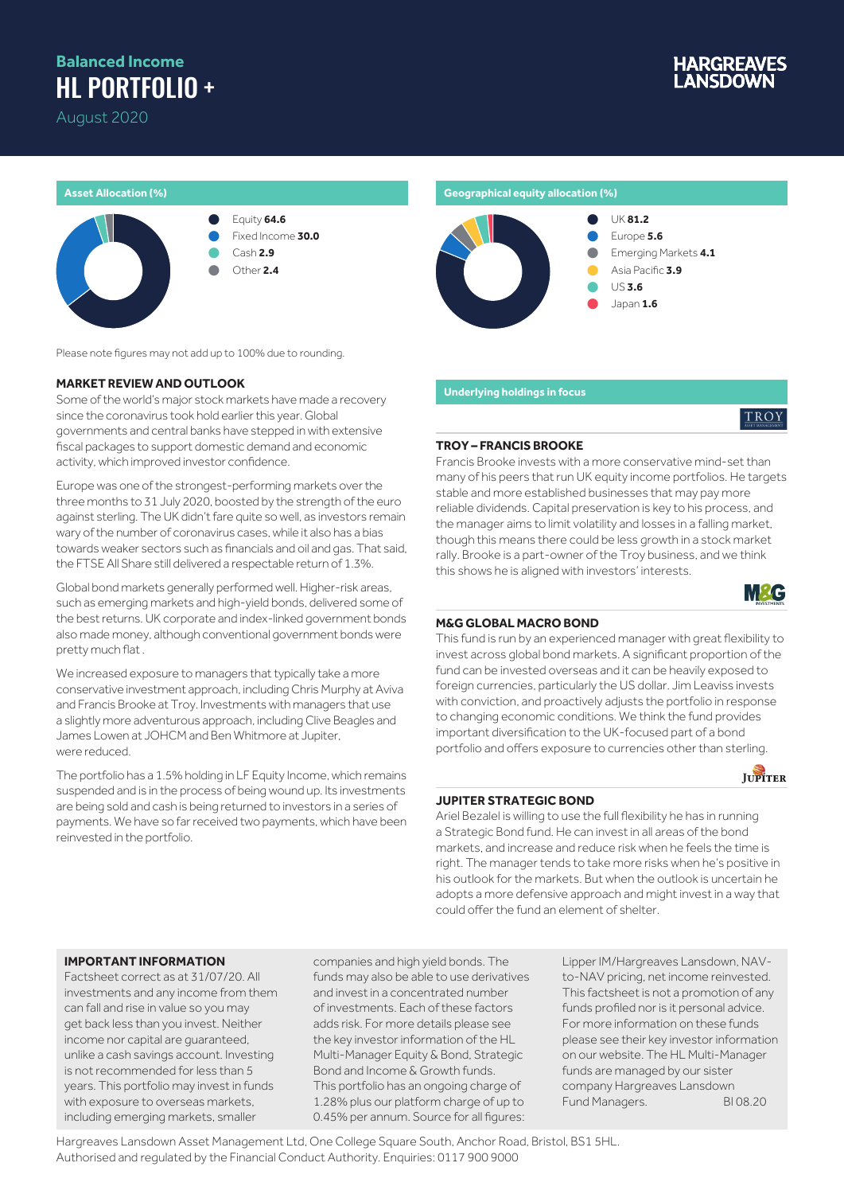Balanced Income

# HL PORTFOLIO +

August 2020

HARGREAVES LANSDOWN

## Asset Allocation (%)

Equity **64.6**
Fixed Income **30.0**
Cash **2.9**
Other **2.4**

Please note figures may not add up to 100% due to rounding.

## Geographical equity allocation (%)

UK **81.2**
Europe **5.6**
Emerging Markets **4.1**
Asia Pacific **3.9**
US **3.6**
Japan **1.6**

## MARKET REVIEW AND OUTLOOK

Some of the world's major stock markets have made a recovery since the coronavirus took hold earlier this year. Global governments and central banks have stepped in with extensive fiscal packages to support domestic demand and economic activity, which improved investor confidence.

Europe was one of the strongest-performing markets over the three months to 31 July 2020, boosted by the strength of the euro against sterling. The UK didn't fare quite so well, as investors remain wary of the number of coronavirus cases, while it also has a bias towards weaker sectors such as financials and oil and gas. That said, the FTSE All Share still delivered a respectable return of 1.3%.

Global bond markets generally performed well. Higher-risk areas, such as emerging markets and high-yield bonds, delivered some of the best returns. UK corporate and index-linked government bonds also made money, although conventional government bonds were pretty much flat .

We increased exposure to managers that typically take a more conservative investment approach, including Chris Murphy at Aviva and Francis Brooke at Troy. Investments with managers that use a slightly more adventurous approach, including Clive Beagles and James Lowen at JOHCM and Ben Whitmore at Jupiter, were reduced.

The portfolio has a 1.5% holding in LF Equity Income, which remains suspended and is in the process of being wound up. Its investments are being sold and cash is being returned to investors in a series of payments. We have so far received two payments, which have been reinvested in the portfolio.

## Underlying holdings in focus

### TROY – FRANCIS BROOKE

Francis Brooke invests with a more conservative mind-set than many of his peers that run UK equity income portfolios. He targets stable and more established businesses that may pay more reliable dividends. Capital preservation is key to his process, and the manager aims to limit volatility and losses in a falling market, though this means there could be less growth in a stock market rally. Brooke is a part-owner of the Troy business, and we think this shows he is aligned with investors' interests.

### M&G GLOBAL MACRO BOND

This fund is run by an experienced manager with great flexibility to invest across global bond markets. A significant proportion of the fund can be invested overseas and it can be heavily exposed to foreign currencies, particularly the US dollar. Jim Leaviss invests with conviction, and proactively adjusts the portfolio in response to changing economic conditions. We think the fund provides important diversification to the UK-focused part of a bond portfolio and offers exposure to currencies other than sterling.

### JUPITER STRATEGIC BOND

Ariel Bezalel is willing to use the full flexibility he has in running a Strategic Bond fund. He can invest in all areas of the bond markets, and increase and reduce risk when he feels the time is right. The manager tends to take more risks when he's positive in his outlook for the markets. But when the outlook is uncertain he adopts a more defensive approach and might invest in a way that could offer the fund an element of shelter.

## IMPORTANT INFORMATION

Factsheet correct as at 31/07/20. All investments and any income from them can fall and rise in value so you may get back less than you invest. Neither income nor capital are guaranteed, unlike a cash savings account. Investing is not recommended for less than 5 years. This portfolio may invest in funds with exposure to overseas markets, including emerging markets, smaller companies and high yield bonds. The funds may also be able to use derivatives and invest in a concentrated number of investments. Each of these factors adds risk. For more details please see the key investor information of the HL Multi-Manager Equity & Bond, Strategic Bond and Income & Growth funds. This portfolio has an ongoing charge of 1.28% plus our platform charge of up to 0.45% per annum. Source for all figures: Lipper IM/Hargreaves Lansdown, NAV-to-NAV pricing, net income reinvested. This factsheet is not a promotion of any funds profiled nor is it personal advice. For more information on these funds please see their key investor information on our website. The HL Multi-Manager funds are managed by our sister company Hargreaves Lansdown Fund Managers. BI 08.20

Hargreaves Lansdown Asset Management Ltd, One College Square South, Anchor Road, Bristol, BS1 5HL. Authorised and regulated by the Financial Conduct Authority. Enquiries: 0117 900 9000